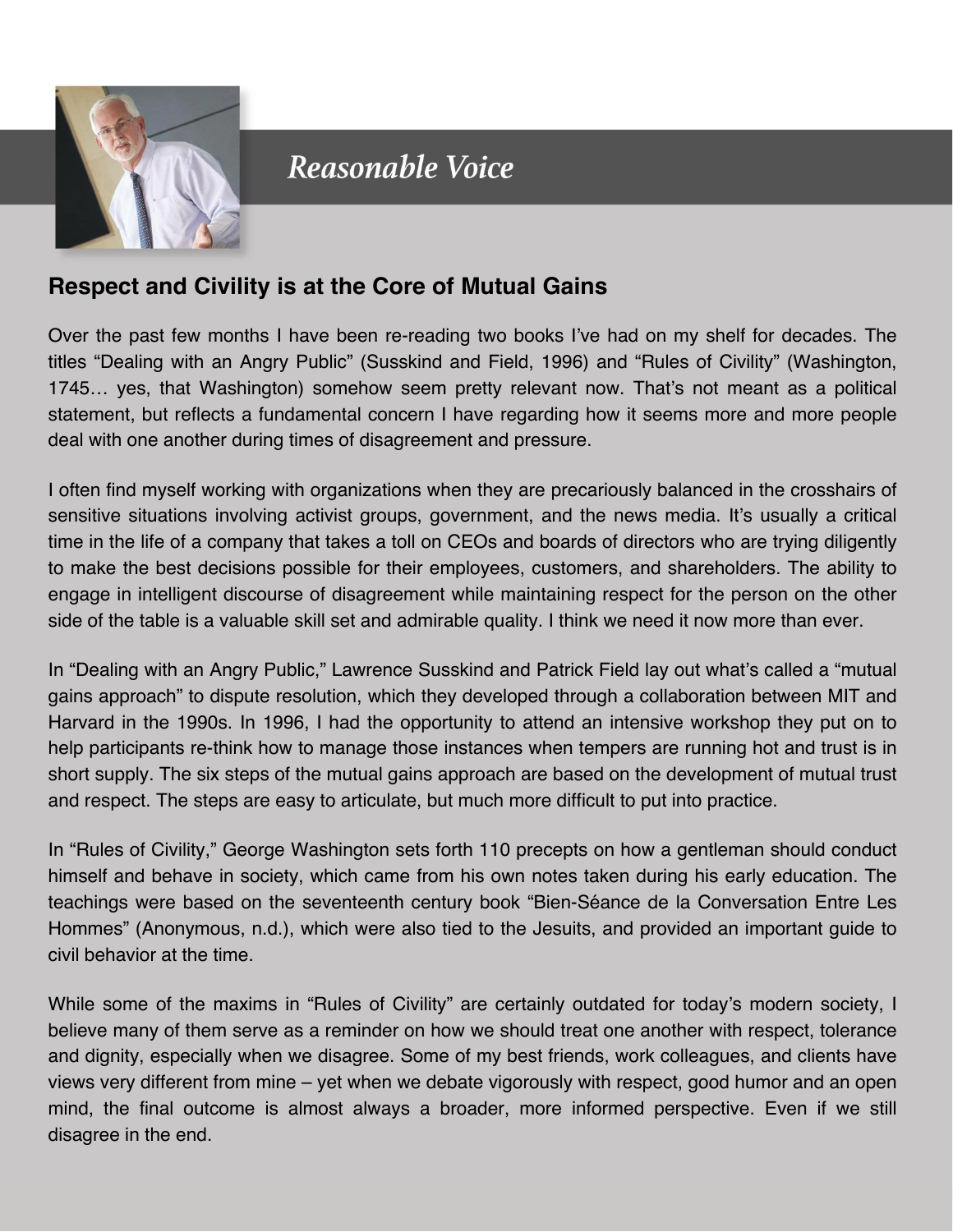*Reasonable Voice*

## Respect and Civility is at the Core of Mutual Gains

Over the past few months I have been re-reading two books I've had on my shelf for decades. The titles "Dealing with an Angry Public" (Susskind and Field, 1996) and "Rules of Civility" (Washington, 1745… yes, that Washington) somehow seem pretty relevant now. That's not meant as a political statement, but reflects a fundamental concern I have regarding how it seems more and more people deal with one another during times of disagreement and pressure.

I often find myself working with organizations when they are precariously balanced in the crosshairs of sensitive situations involving activist groups, government, and the news media. It's usually a critical time in the life of a company that takes a toll on CEOs and boards of directors who are trying diligently to make the best decisions possible for their employees, customers, and shareholders. The ability to engage in intelligent discourse of disagreement while maintaining respect for the person on the other side of the table is a valuable skill set and admirable quality. I think we need it now more than ever.

In "Dealing with an Angry Public," Lawrence Susskind and Patrick Field lay out what's called a "mutual gains approach" to dispute resolution, which they developed through a collaboration between MIT and Harvard in the 1990s. In 1996, I had the opportunity to attend an intensive workshop they put on to help participants re-think how to manage those instances when tempers are running hot and trust is in short supply. The six steps of the mutual gains approach are based on the development of mutual trust and respect. The steps are easy to articulate, but much more difficult to put into practice.

In "Rules of Civility," George Washington sets forth 110 precepts on how a gentleman should conduct himself and behave in society, which came from his own notes taken during his early education. The teachings were based on the seventeenth century book "Bien-Séance de la Conversation Entre Les Hommes" (Anonymous, n.d.), which were also tied to the Jesuits, and provided an important guide to civil behavior at the time.

While some of the maxims in "Rules of Civility" are certainly outdated for today's modern society, I believe many of them serve as a reminder on how we should treat one another with respect, tolerance and dignity, especially when we disagree. Some of my best friends, work colleagues, and clients have views very different from mine – yet when we debate vigorously with respect, good humor and an open mind, the final outcome is almost always a broader, more informed perspective. Even if we still disagree in the end.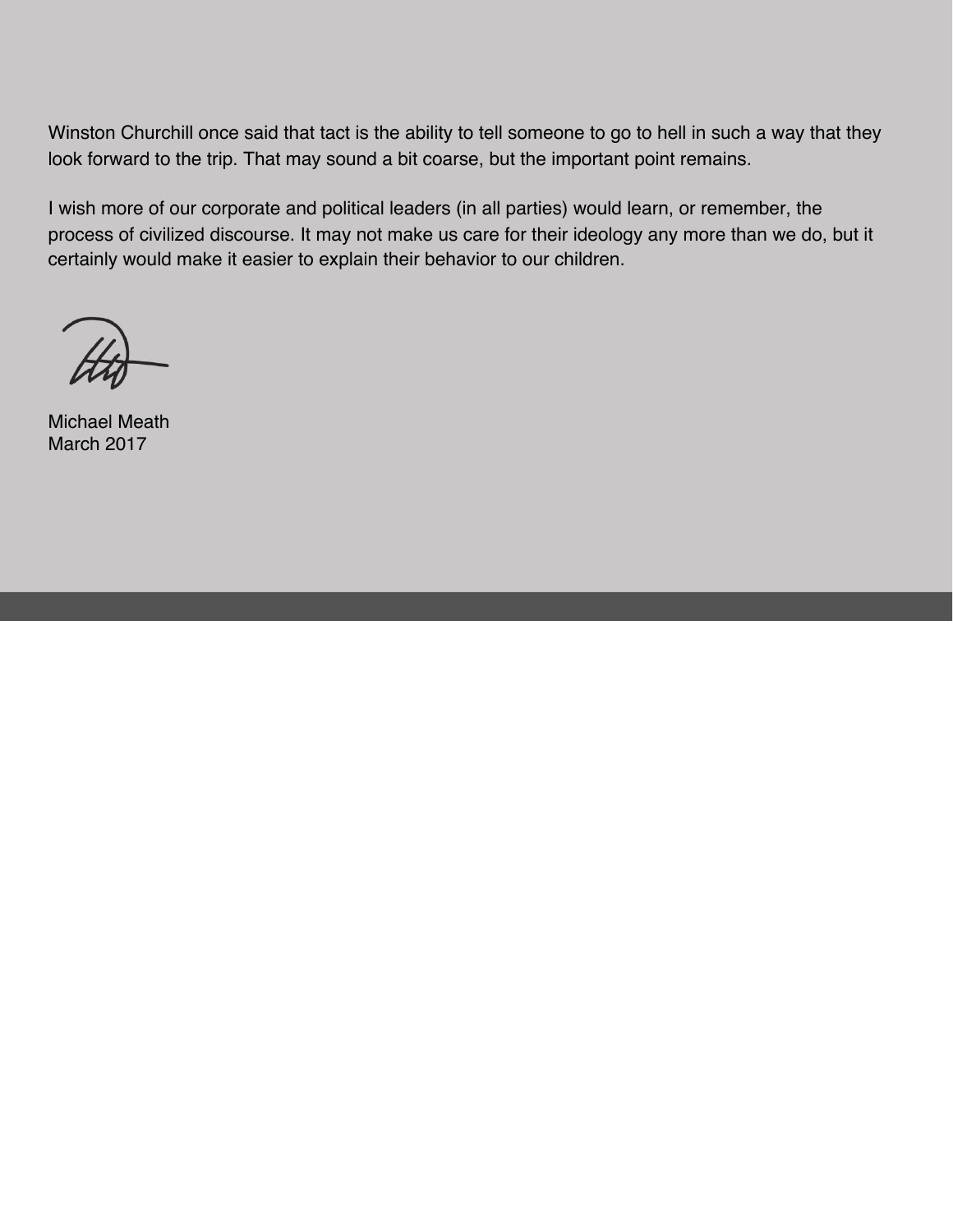Winston Churchill once said that tact is the ability to tell someone to go to hell in such a way that they look forward to the trip. That may sound a bit coarse, but the important point remains.

I wish more of our corporate and political leaders (in all parties) would learn, or remember, the process of civilized discourse. It may not make us care for their ideology any more than we do, but it certainly would make it easier to explain their behavior to our children.

Michael Meath
March 2017